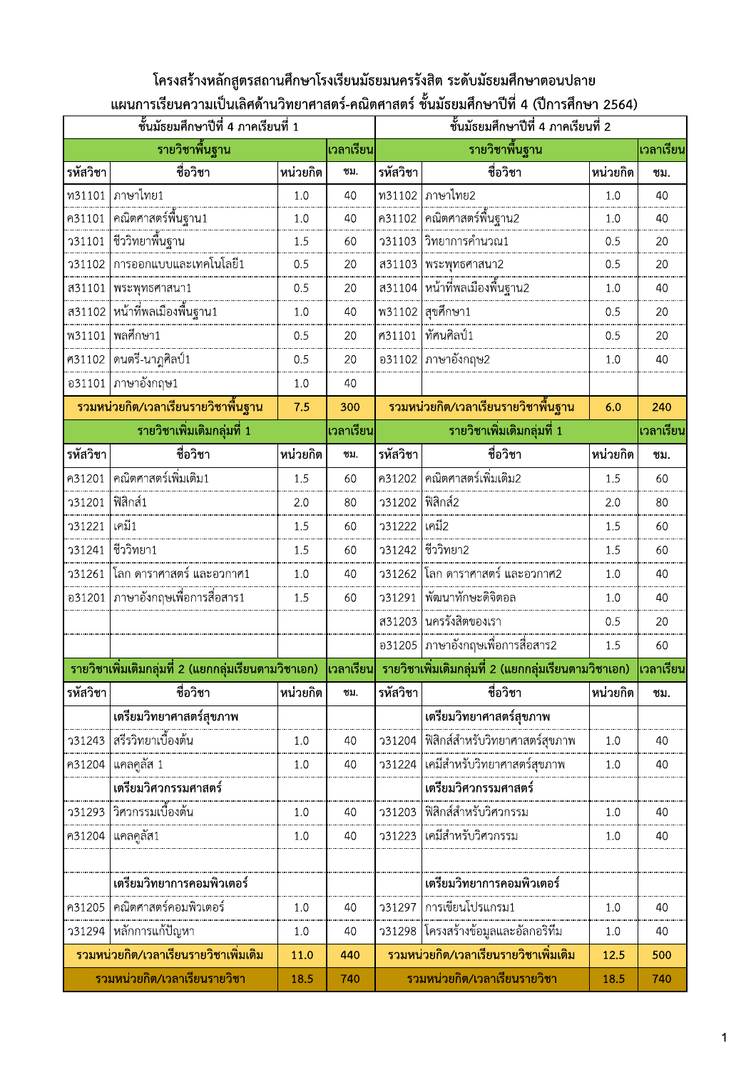# โครงสร้างหลักสูตรสถานศึกษาโรงเรียนมัธยมนครรังสิต ระดับมัธยมศึกษาตอนปลาย

## แผนการเรียนความเป็นเลิศด้านวิทยาศาสตร์-คณิตศาสตร์ ชั้นมัธยมศึกษาปีที่ 4 (ปีการศึกษา 2564)

| ชั้นมัธยมศึกษาปีที่ 4 ภาคเรียนที่ 1 | | | | ชั้นมัธยมศึกษาปีที่ 4 ภาคเรียนที่ 2 | | | |
|---|---|---|---|---|---|---|---|
| **รายวิชาพื้นฐาน** | | | **เวลาเรียน** | **รายวิชาพื้นฐาน** | | | **เวลาเรียน** |
| **รหัสวิชา** | **ชื่อวิชา** | **หน่วยกิต** | **ชม.** | **รหัสวิชา** | **ชื่อวิชา** | **หน่วยกิต** | **ชม.** |
| ท31101 | ภาษาไทย1 | 1.0 | 40 | ท31102 | ภาษาไทย2 | 1.0 | 40 |
| ค31101 | คณิตศาสตร์พื้นฐาน1 | 1.0 | 40 | ค31102 | คณิตศาสตร์พื้นฐาน2 | 1.0 | 40 |
| ว31101 | ชีววิทยาพื้นฐาน | 1.5 | 60 | ว31103 | วิทยาการคำนวณ1 | 0.5 | 20 |
| ว31102 | การออกแบบและเทคโนโลยี1 | 0.5 | 20 | ส31103 | พระพุทธศาสนา2 | 0.5 | 20 |
| ส31101 | พระพุทธศาสนา1 | 0.5 | 20 | ส31104 | หน้าที่พลเมืองพื้นฐาน2 | 1.0 | 40 |
| ส31102 | หน้าที่พลเมืองพื้นฐาน1 | 1.0 | 40 | พ31102 | สุขศึกษา1 | 0.5 | 20 |
| พ31101 | พลศึกษา1 | 0.5 | 20 | ศ31101 | ทัศนศิลป์1 | 0.5 | 20 |
| ศ31102 | ดนตรี-นาฏศิลป์1 | 0.5 | 20 | อ31102 | ภาษาอังกฤษ2 | 1.0 | 40 |
| อ31101 | ภาษาอังกฤษ1 | 1.0 | 40 | | | | |
| **รวมหน่วยกิต/เวลาเรียนรายวิชาพื้นฐาน** | | **7.5** | **300** | **รวมหน่วยกิต/เวลาเรียนรายวิชาพื้นฐาน** | | **6.0** | **240** |
| **รายวิชาเพิ่มเติมกลุ่มที่ 1** | | | **เวลาเรียน** | **รายวิชาเพิ่มเติมกลุ่มที่ 1** | | | **เวลาเรียน** |
| **รหัสวิชา** | **ชื่อวิชา** | **หน่วยกิต** | **ชม.** | **รหัสวิชา** | **ชื่อวิชา** | **หน่วยกิต** | **ชม.** |
| ค31201 | คณิตศาสตร์เพิ่มเติม1 | 1.5 | 60 | ค31202 | คณิตศาสตร์เพิ่มเติม2 | 1.5 | 60 |
| ว31201 | ฟิสิกส์1 | 2.0 | 80 | ว31202 | ฟิสิกส์2 | 2.0 | 80 |
| ว31221 | เคมี1 | 1.5 | 60 | ว31222 | เคมี2 | 1.5 | 60 |
| ว31241 | ชีววิทยา1 | 1.5 | 60 | ว31242 | ชีววิทยา2 | 1.5 | 60 |
| ว31261 | โลก ดาราศาสตร์ และอวกาศ1 | 1.0 | 40 | ว31262 | โลก ดาราศาสตร์ และอวกาศ2 | 1.0 | 40 |
| อ31201 | ภาษาอังกฤษเพื่อการสื่อสาร1 | 1.5 | 60 | ว31291 | พัฒนาทักษะดิจิตอล | 1.0 | 40 |
| | | | | ส31203 | นครรังสิตของเรา | 0.5 | 20 |
| | | | | อ31205 | ภาษาอังกฤษเพื่อการสื่อสาร2 | 1.5 | 60 |
| **รายวิชาเพิ่มเติมกลุ่มที่ 2 (แยกกลุ่มเรียนตามวิชาเอก)** | | | **เวลาเรียน** | **รายวิชาเพิ่มเติมกลุ่มที่ 2 (แยกกลุ่มเรียนตามวิชาเอก)** | | | **เวลาเรียน** |
| **รหัสวิชา** | **ชื่อวิชา** | **หน่วยกิต** | **ชม.** | **รหัสวิชา** | **ชื่อวิชา** | **หน่วยกิต** | **ชม.** |
| | **เตรียมวิทยาศาสตร์สุขภาพ** | | | | **เตรียมวิทยาศาสตร์สุขภาพ** | | |
| ว31243 | สรีรวิทยาเบื้องต้น | 1.0 | 40 | ว31204 | ฟิสิกส์สำหรับวิทยาศาสตร์สุขภาพ | 1.0 | 40 |
| ค31204 | แคลคูลัส 1 | 1.0 | 40 | ว31224 | เคมีสำหรับวิทยาศาสตร์สุขภาพ | 1.0 | 40 |
| | **เตรียมวิศวกรรมศาสตร์** | | | | **เตรียมวิศวกรรมศาสตร์** | | |
| ว31293 | วิศวกรรมเบื้องต้น | 1.0 | 40 | ว31203 | ฟิสิกส์สำหรับวิศวกรรม | 1.0 | 40 |
| ค31204 | แคลคูลัส1 | 1.0 | 40 | ว31223 | เคมีสำหรับวิศวกรรม | 1.0 | 40 |
| | | | | | | | |
| | **เตรียมวิทยาการคอมพิวเตอร์** | | | | **เตรียมวิทยาการคอมพิวเตอร์** | | |
| ค31205 | คณิตศาสตร์คอมพิวเตอร์ | 1.0 | 40 | ว31297 | การเขียนโปรแกรม1 | 1.0 | 40 |
| ว31294 | หลักการแก้ปัญหา | 1.0 | 40 | ว31298 | โครงสร้างข้อมูลและอัลกอริทึม | 1.0 | 40 |
| **รวมหน่วยกิต/เวลาเรียนรายวิชาเพิ่มเติม** | | **11.0** | **440** | **รวมหน่วยกิต/เวลาเรียนรายวิชาเพิ่มเติม** | | **12.5** | **500** |
| **รวมหน่วยกิต/เวลาเรียนรายวิชา** | | **18.5** | **740** | **รวมหน่วยกิต/เวลาเรียนรายวิชา** | | **18.5** | **740** |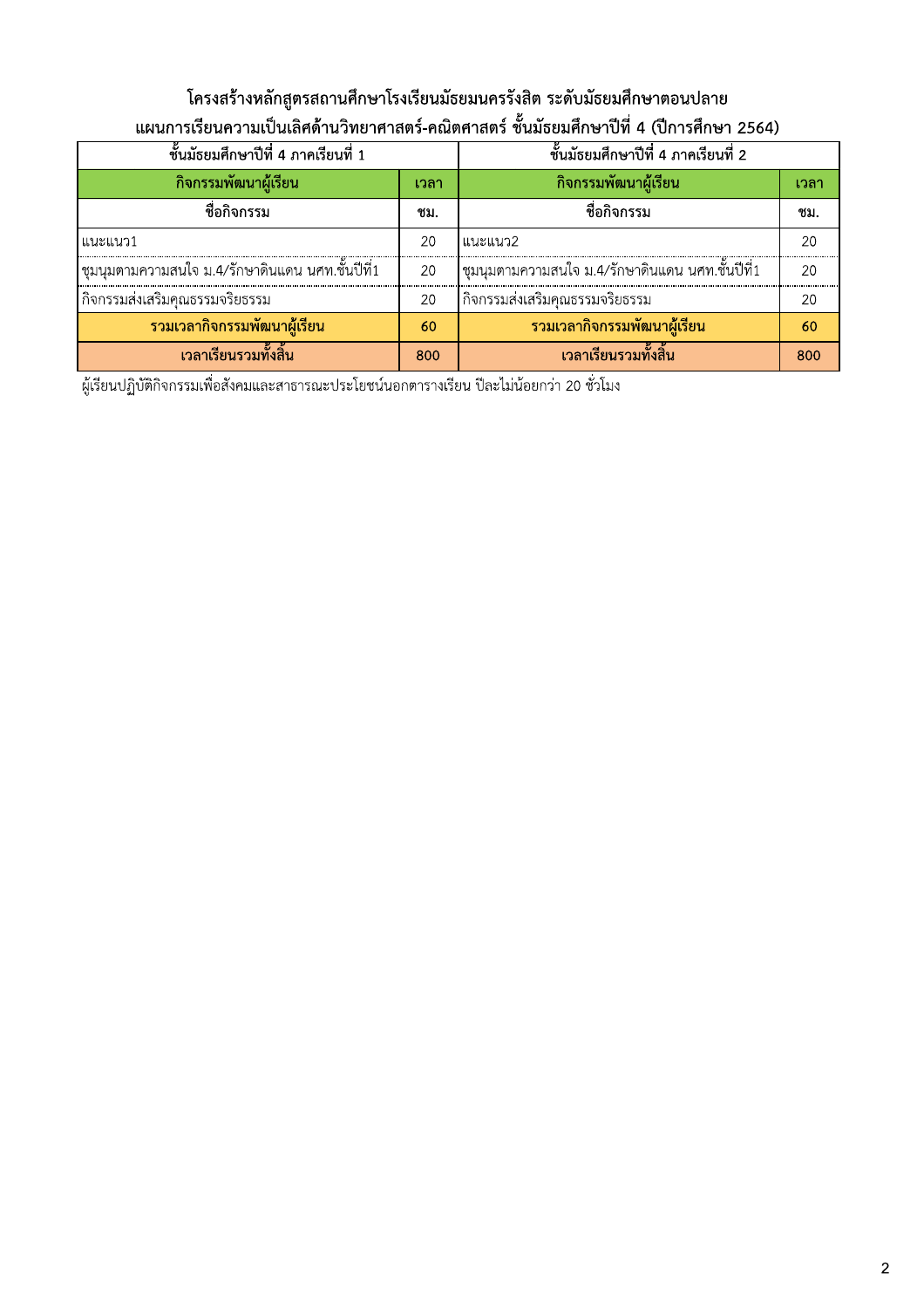**โครงสร้างหลักสูตรสถานศึกษาโรงเรียนมัธยมนครรังสิต ระดับมัธยมศึกษาตอนปลาย**

**แผนการเรียนความเป็นเลิศด้านวิทยาศาสตร์-คณิตศาสตร์ ชั้นมัธยมศึกษาปีที่ 4 (ปีการศึกษา 2564)**

| ชั้นมัธยมศึกษาปีที่ 4 ภาคเรียนที่ 1 | | ชั้นมัธยมศึกษาปีที่ 4 ภาคเรียนที่ 2 | |
|---|---|---|---|
| **กิจกรรมพัฒนาผู้เรียน** | **เวลา** | **กิจกรรมพัฒนาผู้เรียน** | **เวลา** |
| **ชื่อกิจกรรม** | **ชม.** | **ชื่อกิจกรรม** | **ชม.** |
| แนะแนว1 | 20 | แนะแนว2 | 20 |
| ชุมนุมตามความสนใจ ม.4/รักษาดินแดน นศท.ชั้นปีที่1 | 20 | ชุมนุมตามความสนใจ ม.4/รักษาดินแดน นศท.ชั้นปีที่1 | 20 |
| กิจกรรมส่งเสริมคุณธรรมจริยธรรม | 20 | กิจกรรมส่งเสริมคุณธรรมจริยธรรม | 20 |
| **รวมเวลากิจกรรมพัฒนาผู้เรียน** | **60** | **รวมเวลากิจกรรมพัฒนาผู้เรียน** | **60** |
| **เวลาเรียนรวมทั้งสิ้น** | **800** | **เวลาเรียนรวมทั้งสิ้น** | **800** |

ผู้เรียนปฏิบัติกิจกรรมเพื่อสังคมและสาธารณะประโยชน์นอกตารางเรียน ปีละไม่น้อยกว่า 20 ชั่วโมง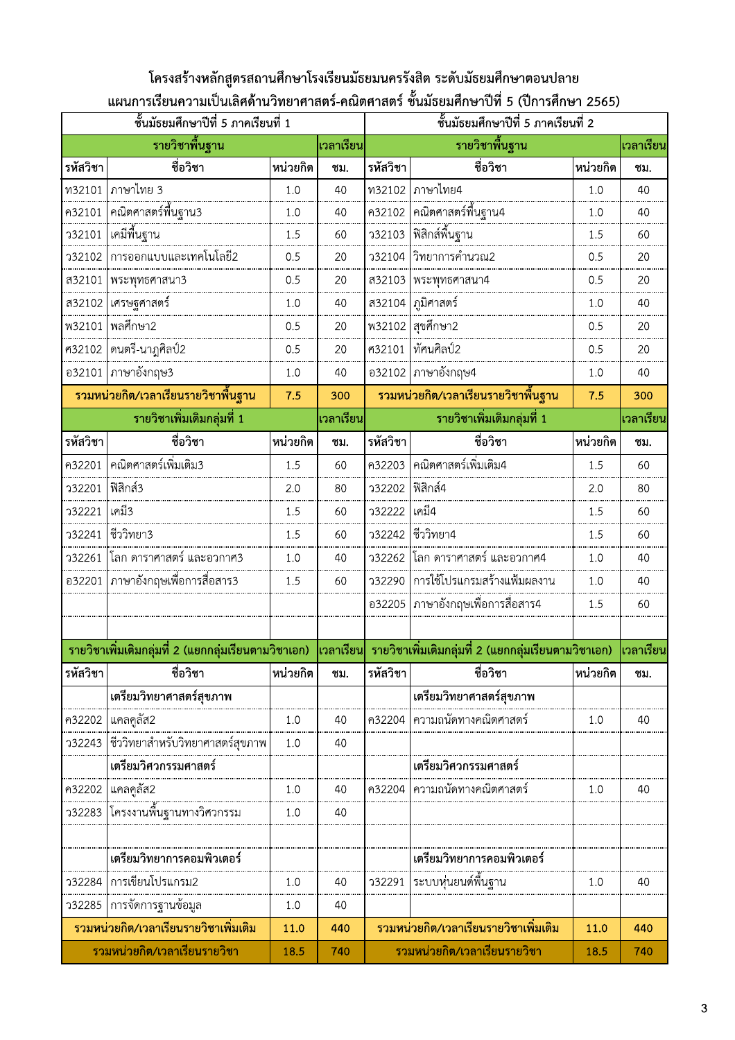# โครงสร้างหลักสูตรสถานศึกษาโรงเรียนมัธยมนครรังสิต ระดับมัธยมศึกษาตอนปลาย
## แผนการเรียนความเป็นเลิศด้านวิทยาศาสตร์-คณิตศาสตร์ ชั้นมัธยมศึกษาปีที่ 5 (ปีการศึกษา 2565)

| ชั้นมัธยมศึกษาปีที่ 5 ภาคเรียนที่ 1 | | | | ชั้นมัธยมศึกษาปีที่ 5 ภาคเรียนที่ 2 | | | |
|---|---|---|---|---|---|---|---|
| **รายวิชาพื้นฐาน** | | | **เวลาเรียน** | **รายวิชาพื้นฐาน** | | | **เวลาเรียน** |
| **รหัสวิชา** | **ชื่อวิชา** | **หน่วยกิต** | **ชม.** | **รหัสวิชา** | **ชื่อวิชา** | **หน่วยกิต** | **ชม.** |
| ท32101 | ภาษาไทย 3 | 1.0 | 40 | ท32102 | ภาษาไทย4 | 1.0 | 40 |
| ค32101 | คณิตศาสตร์พื้นฐาน3 | 1.0 | 40 | ค32102 | คณิตศาสตร์พื้นฐาน4 | 1.0 | 40 |
| ว32101 | เคมีพื้นฐาน | 1.5 | 60 | ว32103 | ฟิสิกส์พื้นฐาน | 1.5 | 60 |
| ว32102 | การออกแบบและเทคโนโลยี2 | 0.5 | 20 | ว32104 | วิทยาการคำนวณ2 | 0.5 | 20 |
| ส32101 | พระพุทธศาสนา3 | 0.5 | 20 | ส32103 | พระพุทธศาสนา4 | 0.5 | 20 |
| ส32102 | เศรษฐศาสตร์ | 1.0 | 40 | ส32104 | ภูมิศาสตร์ | 1.0 | 40 |
| พ32101 | พลศึกษา2 | 0.5 | 20 | พ32102 | สุขศึกษา2 | 0.5 | 20 |
| ศ32102 | ดนตรี-นาฏศิลป์2 | 0.5 | 20 | ศ32101 | ทัศนศิลป์2 | 0.5 | 20 |
| อ32101 | ภาษาอังกฤษ3 | 1.0 | 40 | อ32102 | ภาษาอังกฤษ4 | 1.0 | 40 |
| **รวมหน่วยกิต/เวลาเรียนรายวิชาพื้นฐาน** | | **7.5** | **300** | **รวมหน่วยกิต/เวลาเรียนรายวิชาพื้นฐาน** | | **7.5** | **300** |
| **รายวิชาเพิ่มเติมกลุ่มที่ 1** | | | **เวลาเรียน** | **รายวิชาเพิ่มเติมกลุ่มที่ 1** | | | **เวลาเรียน** |
| **รหัสวิชา** | **ชื่อวิชา** | **หน่วยกิต** | **ชม.** | **รหัสวิชา** | **ชื่อวิชา** | **หน่วยกิต** | **ชม.** |
| ค32201 | คณิตศาสตร์เพิ่มเติม3 | 1.5 | 60 | ค32203 | คณิตศาสตร์เพิ่มเติม4 | 1.5 | 60 |
| ว32201 | ฟิสิกส์3 | 2.0 | 80 | ว32202 | ฟิสิกส์4 | 2.0 | 80 |
| ว32221 | เคมี3 | 1.5 | 60 | ว32222 | เคมี4 | 1.5 | 60 |
| ว32241 | ชีววิทยา3 | 1.5 | 60 | ว32242 | ชีววิทยา4 | 1.5 | 60 |
| ว32261 | โลก ดาราศาสตร์ และอวกาศ3 | 1.0 | 40 | ว32262 | โลก ดาราศาสตร์ และอวกาศ4 | 1.0 | 40 |
| อ32201 | ภาษาอังกฤษเพื่อการสื่อสาร3 | 1.5 | 60 | ว32290 | การใช้โปรแกรมสร้างแฟ้มผลงาน | 1.0 | 40 |
| | | | | อ32205 | ภาษาอังกฤษเพื่อการสื่อสาร4 | 1.5 | 60 |
| | | | | | | | |
| **รายวิชาเพิ่มเติมกลุ่มที่ 2 (แยกกลุ่มเรียนตามวิชาเอก)** | | | **เวลาเรียน** | **รายวิชาเพิ่มเติมกลุ่มที่ 2 (แยกกลุ่มเรียนตามวิชาเอก)** | | | **เวลาเรียน** |
| **รหัสวิชา** | **ชื่อวิชา** | **หน่วยกิต** | **ชม.** | **รหัสวิชา** | **ชื่อวิชา** | **หน่วยกิต** | **ชม.** |
| | **เตรียมวิทยาศาสตร์สุขภาพ** | | | | **เตรียมวิทยาศาสตร์สุขภาพ** | | |
| ค32202 | แคลคูลัส2 | 1.0 | 40 | ค32204 | ความถนัดทางคณิตศาสตร์ | 1.0 | 40 |
| ว32243 | ชีววิทยาสำหรับวิทยาศาสตร์สุขภาพ | 1.0 | 40 | | | | |
| | **เตรียมวิศวกรรมศาสตร์** | | | | **เตรียมวิศวกรรมศาสตร์** | | |
| ค32202 | แคลคูลัส2 | 1.0 | 40 | ค32204 | ความถนัดทางคณิตศาสตร์ | 1.0 | 40 |
| ว32283 | โครงงานพื้นฐานทางวิศวกรรม | 1.0 | 40 | | | | |
| | | | | | | | |
| | **เตรียมวิทยาการคอมพิวเตอร์** | | | | **เตรียมวิทยาการคอมพิวเตอร์** | | |
| ว32284 | การเขียนโปรแกรม2 | 1.0 | 40 | ว32291 | ระบบหุ่นยนต์พื้นฐาน | 1.0 | 40 |
| ว32285 | การจัดการฐานข้อมูล | 1.0 | 40 | | | | |
| **รวมหน่วยกิต/เวลาเรียนรายวิชาเพิ่มเติม** | | **11.0** | **440** | **รวมหน่วยกิต/เวลาเรียนรายวิชาเพิ่มเติม** | | **11.0** | **440** |
| **รวมหน่วยกิต/เวลาเรียนรายวิชา** | | **18.5** | **740** | **รวมหน่วยกิต/เวลาเรียนรายวิชา** | | **18.5** | **740** |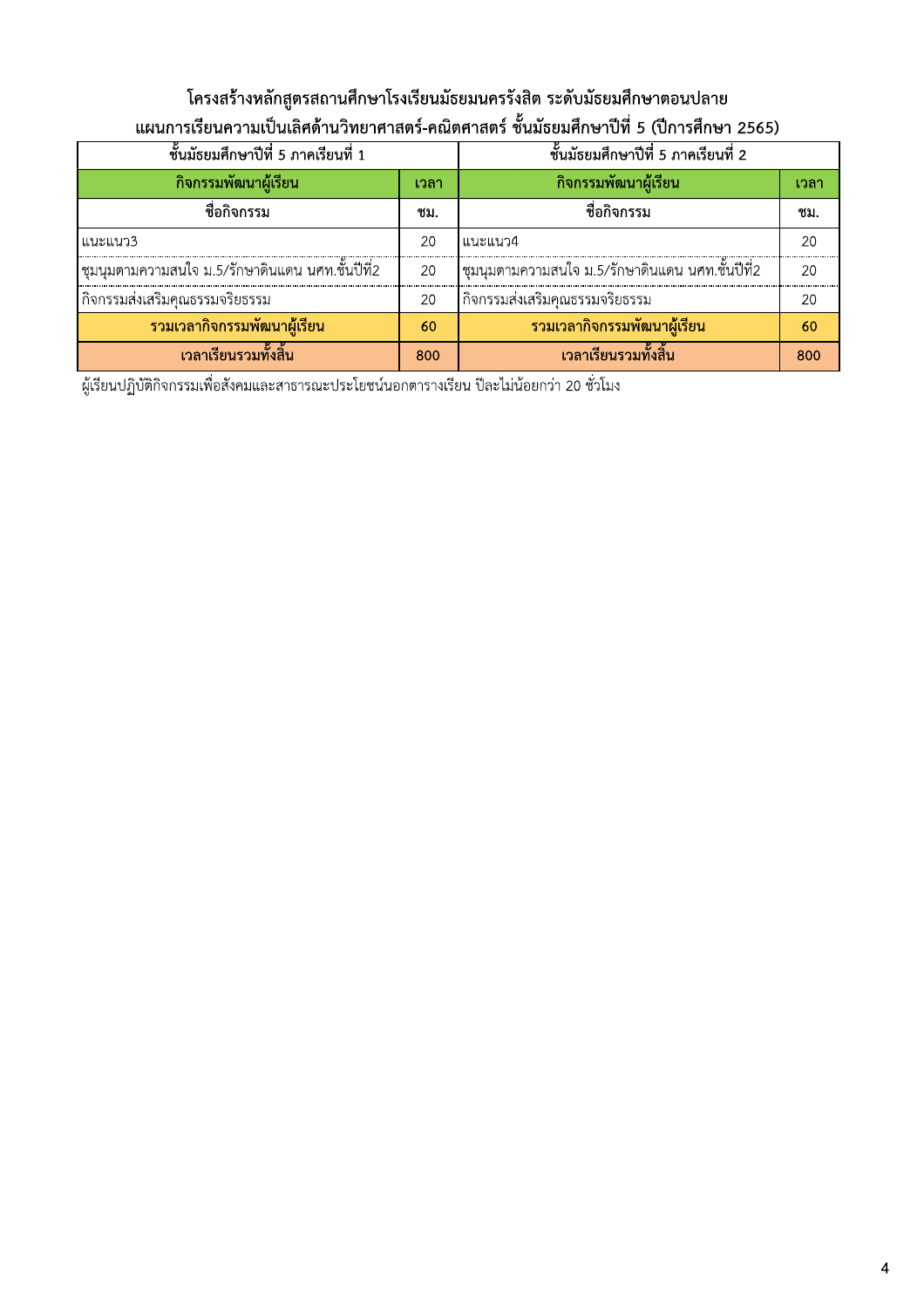## โครงสร้างหลักสูตรสถานศึกษาโรงเรียนมัธยมนครรังสิต ระดับมัธยมศึกษาตอนปลาย

## แผนการเรียนความเป็นเลิศด้านวิทยาศาสตร์-คณิตศาสตร์ ชั้นมัธยมศึกษาปีที่ 5 (ปีการศึกษา 2565)

| ชั้นมัธยมศึกษาปีที่ 5 ภาคเรียนที่ 1 | | ชั้นมัธยมศึกษาปีที่ 5 ภาคเรียนที่ 2 | |
|---|---|---|---|
| **กิจกรรมพัฒนาผู้เรียน** | **เวลา** | **กิจกรรมพัฒนาผู้เรียน** | **เวลา** |
| **ชื่อกิจกรรม** | **ชม.** | **ชื่อกิจกรรม** | **ชม.** |
| แนะแนว3 | 20 | แนะแนว4 | 20 |
| ชุมนุมตามความสนใจ ม.5/รักษาดินแดน นศท.ชั้นปีที่2 | 20 | ชุมนุมตามความสนใจ ม.5/รักษาดินแดน นศท.ชั้นปีที่2 | 20 |
| กิจกรรมส่งเสริมคุณธรรมจริยธรรม | 20 | กิจกรรมส่งเสริมคุณธรรมจริยธรรม | 20 |
| **รวมเวลากิจกรรมพัฒนาผู้เรียน** | **60** | **รวมเวลากิจกรรมพัฒนาผู้เรียน** | **60** |
| **เวลาเรียนรวมทั้งสิ้น** | **800** | **เวลาเรียนรวมทั้งสิ้น** | **800** |

ผู้เรียนปฏิบัติกิจกรรมเพื่อสังคมและสาธารณะประโยชน์นอกตารางเรียน ปีละไม่น้อยกว่า 20 ชั่วโมง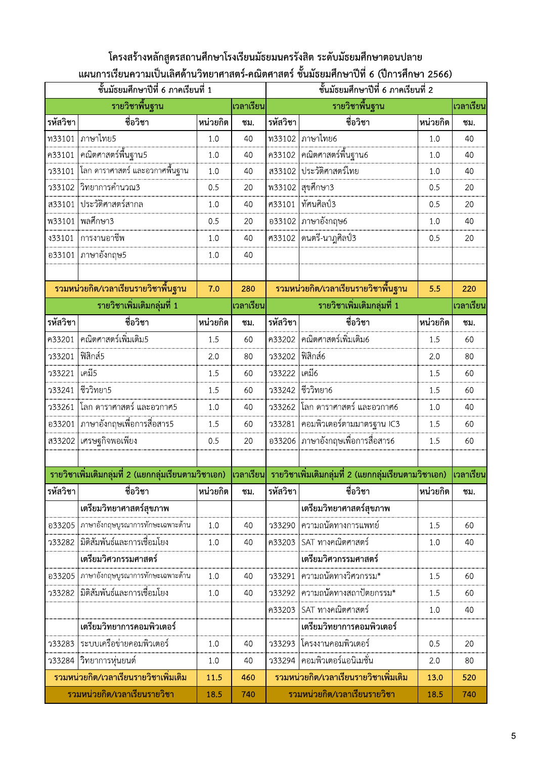## โครงสร้างหลักสูตรสถานศึกษาโรงเรียนมัธยมนครรังสิต ระดับมัธยมศึกษาตอนปลาย
## แผนการเรียนความเป็นเลิศด้านวิทยาศาสตร์-คณิตศาสตร์ ชั้นมัธยมศึกษาปีที่ 6 (ปีการศึกษา 2566)

| ชั้นมัธยมศึกษาปีที่ 6 ภาคเรียนที่ 1 | | | | ชั้นมัธยมศึกษาปีที่ 6 ภาคเรียนที่ 2 | | | |
|---|---|---|---|---|---|---|---|
| **รายวิชาพื้นฐาน** | | | **เวลาเรียน** | **รายวิชาพื้นฐาน** | | | **เวลาเรียน** |
| **รหัสวิชา** | **ชื่อวิชา** | **หน่วยกิต** | **ชม.** | **รหัสวิชา** | **ชื่อวิชา** | **หน่วยกิต** | **ชม.** |
| ท33101 | ภาษาไทย5 | 1.0 | 40 | ท33102 | ภาษาไทย6 | 1.0 | 40 |
| ค33101 | คณิตศาสตร์พื้นฐาน5 | 1.0 | 40 | ค33102 | คณิตศาสตร์พื้นฐาน6 | 1.0 | 40 |
| ว33101 | โลก ดาราศาสตร์ และอวกาศพื้นฐาน | 1.0 | 40 | ส33102 | ประวัติศาสตร์ไทย | 1.0 | 40 |
| ว33102 | วิทยาการคำนวณ3 | 0.5 | 20 | พ33102 | สุขศึกษา3 | 0.5 | 20 |
| ส33101 | ประวัติศาสตร์สากล | 1.0 | 40 | ศ33101 | ทัศนศิลป์3 | 0.5 | 20 |
| พ33101 | พลศึกษา3 | 0.5 | 20 | อ33102 | ภาษาอังกฤษ6 | 1.0 | 40 |
| ง33101 | การงานอาชีพ | 1.0 | 40 | ศ33102 | ดนตรี-นาฏศิลป์3 | 0.5 | 20 |
| อ33101 | ภาษาอังกฤษ5 | 1.0 | 40 | | | | |
| | | | | | | | |
| **รวมหน่วยกิต/เวลาเรียนรายวิชาพื้นฐาน** | | **7.0** | **280** | **รวมหน่วยกิต/เวลาเรียนรายวิชาพื้นฐาน** | | **5.5** | **220** |
| **รายวิชาเพิ่มเติมกลุ่มที่ 1** | | | **เวลาเรียน** | **รายวิชาเพิ่มเติมกลุ่มที่ 1** | | | **เวลาเรียน** |
| **รหัสวิชา** | **ชื่อวิชา** | **หน่วยกิต** | **ชม.** | **รหัสวิชา** | **ชื่อวิชา** | **หน่วยกิต** | **ชม.** |
| ค33201 | คณิตศาสตร์เพิ่มเติม5 | 1.5 | 60 | ค33202 | คณิตศาสตร์เพิ่มเติม6 | 1.5 | 60 |
| ว33201 | ฟิสิกส์5 | 2.0 | 80 | ว33202 | ฟิสิกส์6 | 2.0 | 80 |
| ว33221 | เคมี5 | 1.5 | 60 | ว33222 | เคมี6 | 1.5 | 60 |
| ว33241 | ชีววิทยา5 | 1.5 | 60 | ว33242 | ชีววิทยา6 | 1.5 | 60 |
| ว33261 | โลก ดาราศาสตร์ และอวกาศ5 | 1.0 | 40 | ว33262 | โลก ดาราศาสตร์ และอวกาศ6 | 1.0 | 40 |
| อ33201 | ภาษาอังกฤษเพื่อการสื่อสาร5 | 1.5 | 60 | ว33281 | คอมพิวเตอร์ตามมาตรฐาน IC3 | 1.5 | 60 |
| ส33202 | เศรษฐกิจพอเพียง | 0.5 | 20 | อ33206 | ภาษาอังกฤษเพื่อการสื่อสาร6 | 1.5 | 60 |
| | | | | | | | |
| **รายวิชาเพิ่มเติมกลุ่มที่ 2 (แยกกลุ่มเรียนตามวิชาเอก)** | | | **เวลาเรียน** | **รายวิชาเพิ่มเติมกลุ่มที่ 2 (แยกกลุ่มเรียนตามวิชาเอก)** | | | **เวลาเรียน** |
| **รหัสวิชา** | **ชื่อวิชา** | **หน่วยกิต** | **ชม.** | **รหัสวิชา** | **ชื่อวิชา** | **หน่วยกิต** | **ชม.** |
| | **เตรียมวิทยาศาสตร์สุขภาพ** | | | | **เตรียมวิทยาศาสตร์สุขภาพ** | | |
| อ33205 | ภาษาอังกฤษบูรณาการทักษะเฉพาะด้าน | 1.0 | 40 | ว33290 | ความถนัดทางการแพทย์ | 1.5 | 60 |
| ว33282 | มิติสัมพันธ์และการเชื่อมโยง | 1.0 | 40 | ค33203 | SAT ทางคณิตศาสตร์ | 1.0 | 40 |
| | **เตรียมวิศวกรรมศาสตร์** | | | | **เตรียมวิศวกรรมศาสตร์** | | |
| อ33205 | ภาษาอังกฤษบูรณาการทักษะเฉพาะด้าน | 1.0 | 40 | ว33291 | ความถนัดทางวิศวกรรม* | 1.5 | 60 |
| ว33282 | มิติสัมพันธ์และการเชื่อมโยง | 1.0 | 40 | ว33292 | ความถนัดทางสถาปัตยกรรม* | 1.5 | 60 |
| | | | | ค33203 | SAT ทางคณิตศาสตร์ | 1.0 | 40 |
| | **เตรียมวิทยาการคอมพิวเตอร์** | | | | **เตรียมวิทยาการคอมพิวเตอร์** | | |
| ว33283 | ระบบเครือข่ายคอมพิวเตอร์ | 1.0 | 40 | ว33293 | โครงงานคอมพิวเตอร์ | 0.5 | 20 |
| ว33284 | วิทยาการหุ่นยนต์ | 1.0 | 40 | ว33294 | คอมพิวเตอร์แอนิเมชั่น | 2.0 | 80 |
| **รวมหน่วยกิต/เวลาเรียนรายวิชาเพิ่มเติม** | | **11.5** | **460** | **รวมหน่วยกิต/เวลาเรียนรายวิชาเพิ่มเติม** | | **13.0** | **520** |
| **รวมหน่วยกิต/เวลาเรียนรายวิชา** | | **18.5** | **740** | **รวมหน่วยกิต/เวลาเรียนรายวิชา** | | **18.5** | **740** |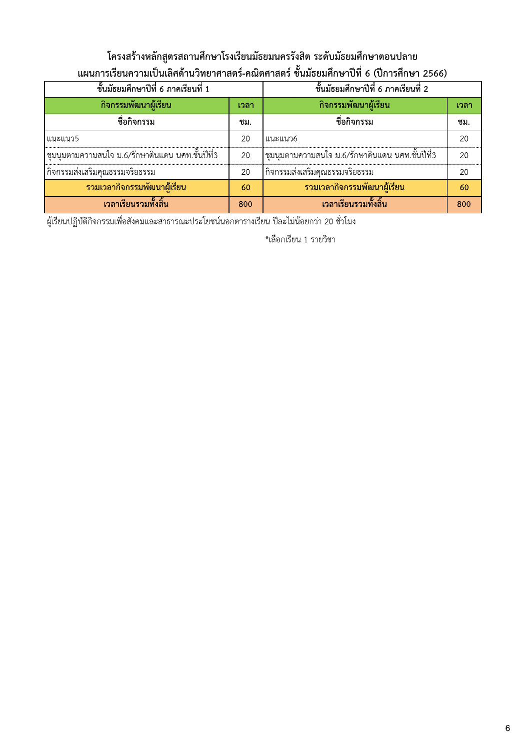## โครงสร้างหลักสูตรสถานศึกษาโรงเรียนมัธยมนครรังสิต ระดับมัธยมศึกษาตอนปลาย
## แผนการเรียนความเป็นเลิศด้านวิทยาศาสตร์-คณิตศาสตร์ ชั้นมัธยมศึกษาปีที่ 6 (ปีการศึกษา 2566)

| ชั้นมัธยมศึกษาปีที่ 6 ภาคเรียนที่ 1 | | ชั้นมัธยมศึกษาปีที่ 6 ภาคเรียนที่ 2 | |
|---|---|---|---|
| **กิจกรรมพัฒนาผู้เรียน** | **เวลา** | **กิจกรรมพัฒนาผู้เรียน** | **เวลา** |
| **ชื่อกิจกรรม** | **ชม.** | **ชื่อกิจกรรม** | **ชม.** |
| แนะแนว5 | 20 | แนะแนว6 | 20 |
| ชุมนุมตามความสนใจ ม.6/รักษาดินแดน นศท.ชั้นปีที่3 | 20 | ชุมนุมตามความสนใจ ม.6/รักษาดินแดน นศท.ชั้นปีที่3 | 20 |
| กิจกรรมส่งเสริมคุณธรรมจริยธรรม | 20 | กิจกรรมส่งเสริมคุณธรรมจริยธรรม | 20 |
| **รวมเวลากิจกรรมพัฒนาผู้เรียน** | **60** | **รวมเวลากิจกรรมพัฒนาผู้เรียน** | **60** |
| **เวลาเรียนรวมทั้งสิ้น** | **800** | **เวลาเรียนรวมทั้งสิ้น** | **800** |

ผู้เรียนปฏิบัติกิจกรรมเพื่อสังคมและสาธารณะประโยชน์นอกตารางเรียน ปีละไม่น้อยกว่า 20 ชั่วโมง

*เลือกเรียน 1 รายวิชา